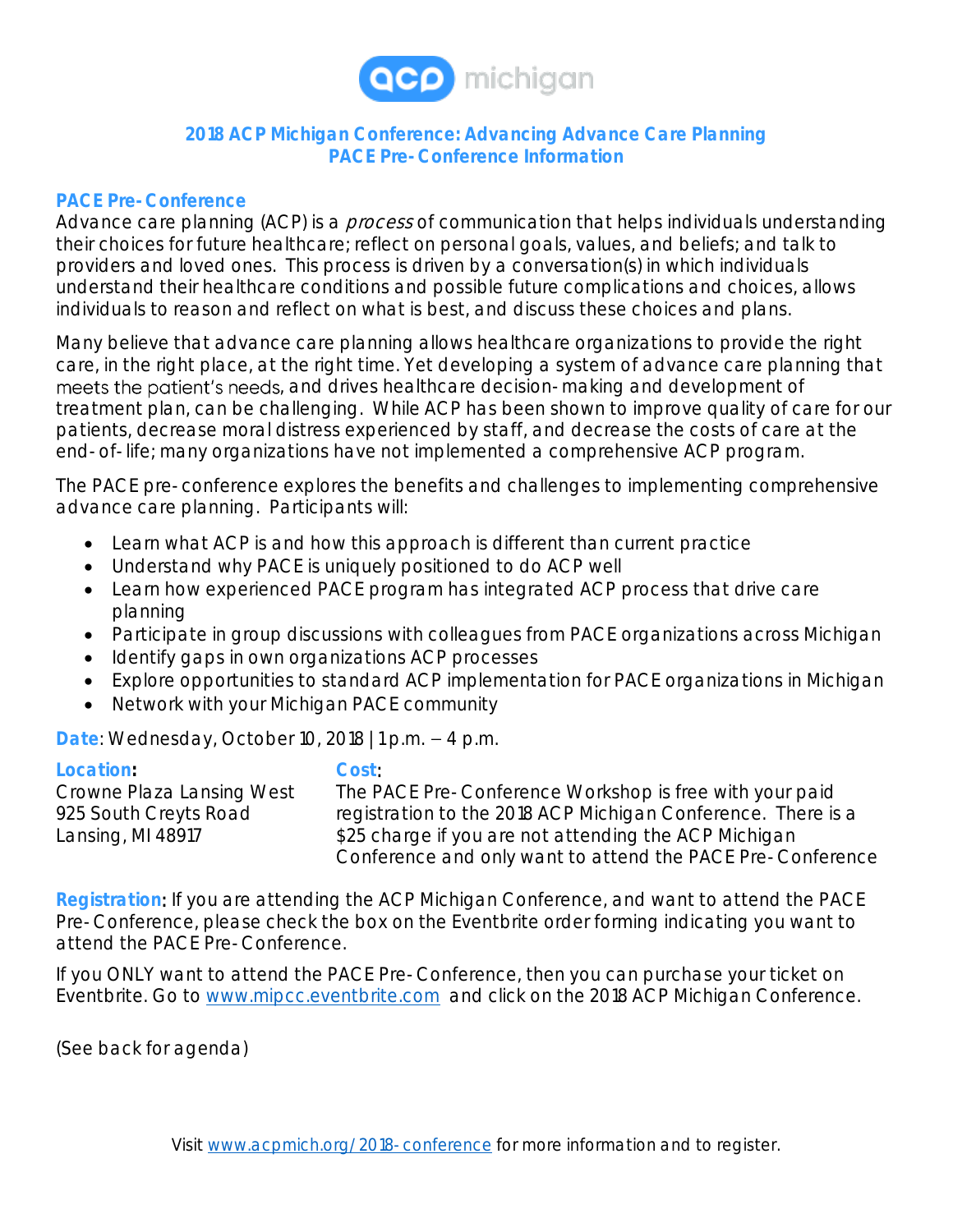acp michigan

## 2018 ACP Michigan Conference: Advancing Advance Care Planning
## PACE Pre-Conference Information

### PACE Pre-Conference

Advance care planning (ACP) is a *process* of communication that helps individuals understanding their choices for future healthcare; reflect on personal goals, values, and beliefs; and talk to providers and loved ones. This process is driven by a conversation(s) in which individuals understand their healthcare conditions and possible future complications and choices, allows individuals to reason and reflect on what is best, and discuss these choices and plans.

Many believe that advance care planning allows healthcare organizations to provide the right care, in the right place, at the right time. Yet developing a system of advance care planning that meets the patient's needs, and drives healthcare decision-making and development of treatment plan, can be challenging. While ACP has been shown to improve quality of care for our patients, decrease moral distress experienced by staff, and decrease the costs of care at the end-of-life; many organizations have not implemented a comprehensive ACP program.

The PACE pre-conference explores the benefits and challenges to implementing comprehensive advance care planning. Participants will:

- Learn what ACP is and how this approach is different than current practice
- Understand why PACE is uniquely positioned to do ACP well
- Learn how experienced PACE program has integrated ACP process that drive care planning
- Participate in group discussions with colleagues from PACE organizations across Michigan
- Identify gaps in own organizations ACP processes
- Explore opportunities to standard ACP implementation for PACE organizations in Michigan
- Network with your Michigan PACE community

**Date**: Wednesday, October 10, 2018 | 1 p.m. – 4 p.m.

**Location**:
Crowne Plaza Lansing West
925 South Creyts Road
Lansing, MI 48917

**Cost**:
The PACE Pre-Conference Workshop is free with your paid registration to the 2018 ACP Michigan Conference. There is a $25 charge if you are not attending the ACP Michigan Conference and only want to attend the PACE Pre-Conference

**Registration**: If you are attending the ACP Michigan Conference, and want to attend the PACE Pre-Conference, please check the box on the Eventbrite order forming indicating you want to attend the PACE Pre-Conference.

If you ONLY want to attend the PACE Pre-Conference, then you can purchase your ticket on Eventbrite. Go to www.mipcc.eventbrite.com and click on the 2018 ACP Michigan Conference.

(See back for agenda)

Visit www.acpmich.org/2018-conference for more information and to register.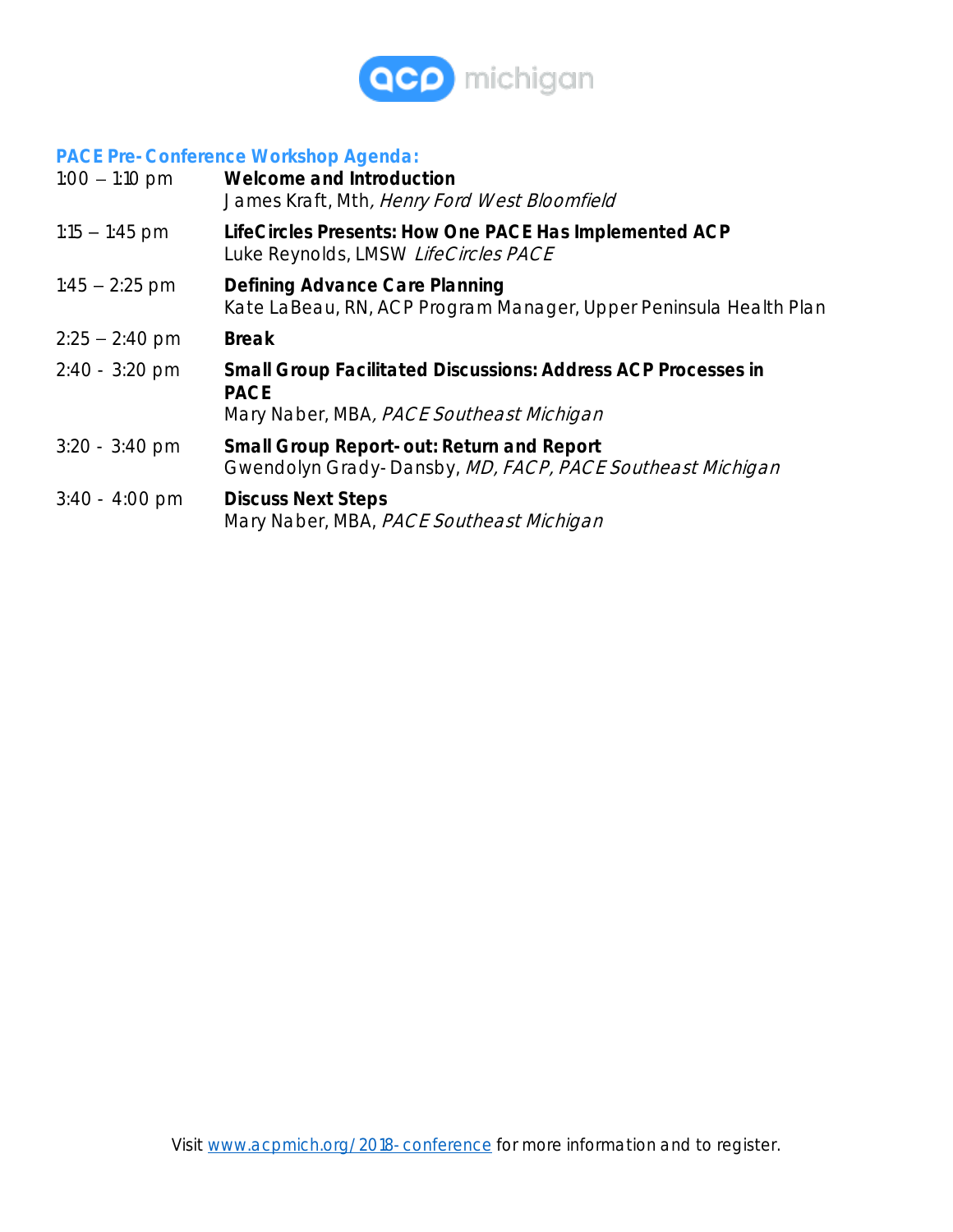acp michigan

## PACE Pre-Conference Workshop Agenda:

| | |
|---|---|
| 1:00 – 1:10 pm | **Welcome and Introduction**<br>James Kraft, Mth*, Henry Ford West Bloomfield* |
| 1:15 – 1:45 pm | **LifeCircles Presents: How One PACE Has Implemented ACP**<br>Luke Reynolds, LMSW *LifeCircles PACE* |
| 1:45 – 2:25 pm | **Defining Advance Care Planning**<br>Kate LaBeau, RN, ACP Program Manager, Upper Peninsula Health Plan |
| 2:25 – 2:40 pm | **Break** |
| 2:40 - 3:20 pm | **Small Group Facilitated Discussions: Address ACP Processes in PACE**<br>Mary Naber, MBA*, PACE Southeast Michigan* |
| 3:20 - 3:40 pm | **Small Group Report-out: Return and Report**<br>Gwendolyn Grady-Dansby, *MD, FACP, PACE Southeast Michigan* |
| 3:40 - 4:00 pm | **Discuss Next Steps**<br>Mary Naber, MBA, *PACE Southeast Michigan* |

Visit [www.acpmich.org/2018-conference](http://www.acpmich.org/2018-conference) for more information and to register.